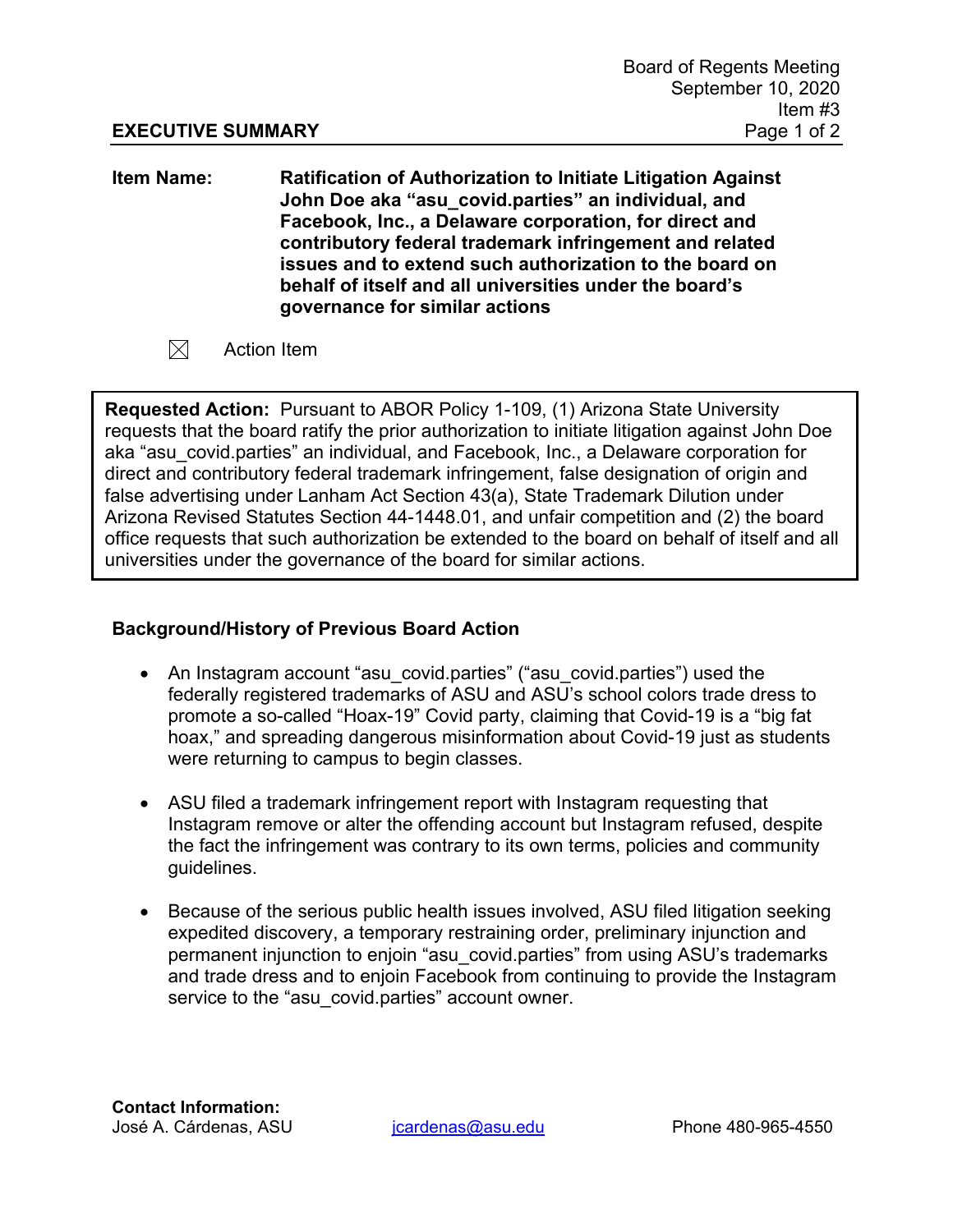Board of Regents Meeting
September 10, 2020
Item #3

**EXECUTIVE SUMMARY**

**Item Name:** **Ratification of Authorization to Initiate Litigation Against John Doe aka "asu_covid.parties" an individual, and Facebook, Inc., a Delaware corporation, for direct and contributory federal trademark infringement and related issues and to extend such authorization to the board on behalf of itself and all universities under the board's governance for similar actions**

☒ Action Item

**Requested Action:** Pursuant to ABOR Policy 1-109, (1) Arizona State University requests that the board ratify the prior authorization to initiate litigation against John Doe aka "asu_covid.parties" an individual, and Facebook, Inc., a Delaware corporation for direct and contributory federal trademark infringement, false designation of origin and false advertising under Lanham Act Section 43(a), State Trademark Dilution under Arizona Revised Statutes Section 44-1448.01, and unfair competition and (2) the board office requests that such authorization be extended to the board on behalf of itself and all universities under the governance of the board for similar actions.

### Background/History of Previous Board Action

- An Instagram account "asu_covid.parties" ("asu_covid.parties") used the federally registered trademarks of ASU and ASU's school colors trade dress to promote a so-called "Hoax-19" Covid party, claiming that Covid-19 is a "big fat hoax," and spreading dangerous misinformation about Covid-19 just as students were returning to campus to begin classes.
- ASU filed a trademark infringement report with Instagram requesting that Instagram remove or alter the offending account but Instagram refused, despite the fact the infringement was contrary to its own terms, policies and community guidelines.
- Because of the serious public health issues involved, ASU filed litigation seeking expedited discovery, a temporary restraining order, preliminary injunction and permanent injunction to enjoin "asu_covid.parties" from using ASU's trademarks and trade dress and to enjoin Facebook from continuing to provide the Instagram service to the "asu_covid.parties" account owner.

**Contact Information:**
José A. Cárdenas, ASU    jcardenas@asu.edu    Phone 480-965-4550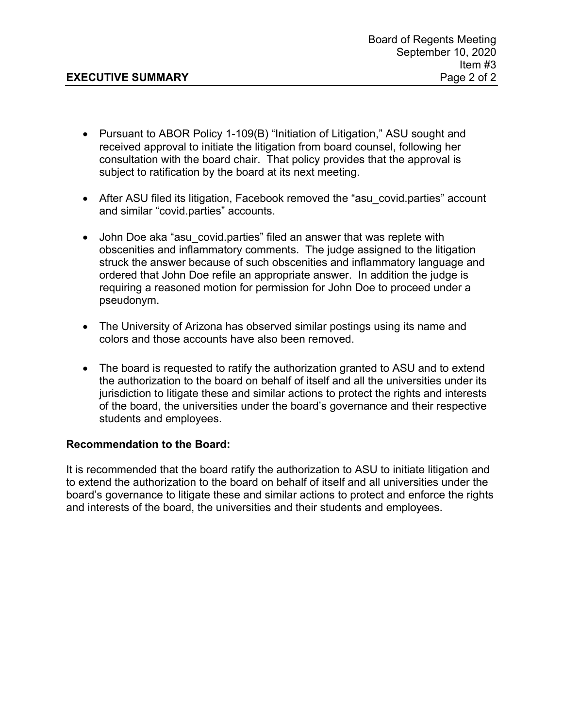- Pursuant to ABOR Policy 1-109(B) "Initiation of Litigation," ASU sought and received approval to initiate the litigation from board counsel, following her consultation with the board chair. That policy provides that the approval is subject to ratification by the board at its next meeting.

- After ASU filed its litigation, Facebook removed the "asu_covid.parties" account and similar "covid.parties" accounts.

- John Doe aka "asu_covid.parties" filed an answer that was replete with obscenities and inflammatory comments. The judge assigned to the litigation struck the answer because of such obscenities and inflammatory language and ordered that John Doe refile an appropriate answer. In addition the judge is requiring a reasoned motion for permission for John Doe to proceed under a pseudonym.

- The University of Arizona has observed similar postings using its name and colors and those accounts have also been removed.

- The board is requested to ratify the authorization granted to ASU and to extend the authorization to the board on behalf of itself and all the universities under its jurisdiction to litigate these and similar actions to protect the rights and interests of the board, the universities under the board's governance and their respective students and employees.

**Recommendation to the Board:**

It is recommended that the board ratify the authorization to ASU to initiate litigation and to extend the authorization to the board on behalf of itself and all universities under the board's governance to litigate these and similar actions to protect and enforce the rights and interests of the board, the universities and their students and employees.